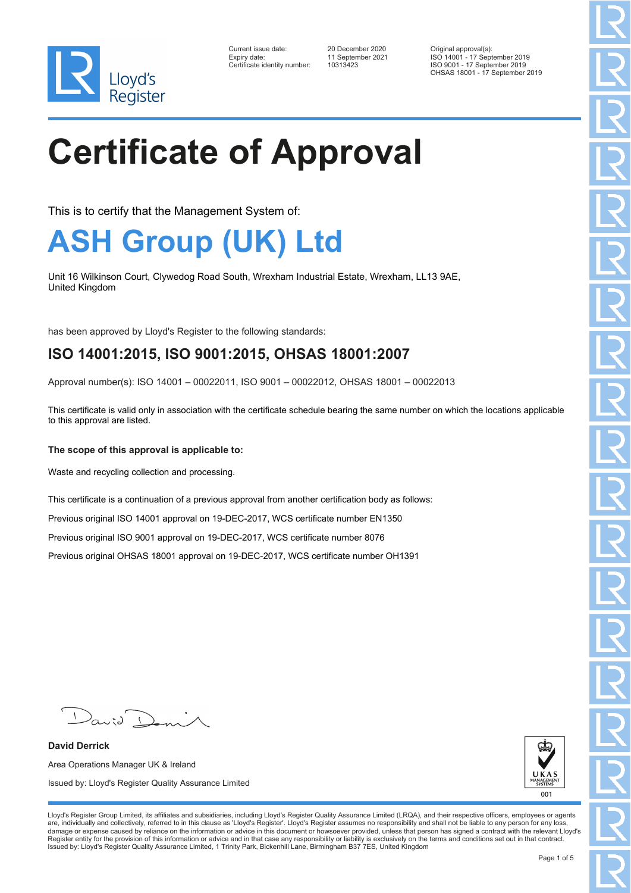| | | |
|---|---|---|
| Current issue date: | 20 December 2020 | Original approval(s): |
| Expiry date: | 11 September 2021 | ISO 14001 - 17 September 2019 |
| Certificate identity number: | 10313423 | ISO 9001 - 17 September 2019 |
| | | OHSAS 18001 - 17 September 2019 |

# Certificate of Approval

This is to certify that the Management System of:

## ASH Group (UK) Ltd

Unit 16 Wilkinson Court, Clywedog Road South, Wrexham Industrial Estate, Wrexham, LL13 9AE,
United Kingdom

has been approved by Lloyd's Register to the following standards:

### ISO 14001:2015, ISO 9001:2015, OHSAS 18001:2007

Approval number(s): ISO 14001 – 00022011, ISO 9001 – 00022012, OHSAS 18001 – 00022013

This certificate is valid only in association with the certificate schedule bearing the same number on which the locations applicable to this approval are listed.

**The scope of this approval is applicable to:**

Waste and recycling collection and processing.

This certificate is a continuation of a previous approval from another certification body as follows:

Previous original ISO 14001 approval on 19-DEC-2017, WCS certificate number EN1350

Previous original ISO 9001 approval on 19-DEC-2017, WCS certificate number 8076

Previous original OHSAS 18001 approval on 19-DEC-2017, WCS certificate number OH1391

**David Derrick**

Area Operations Manager UK & Ireland

Issued by: Lloyd's Register Quality Assurance Limited

001

Lloyd's Register Group Limited, its affiliates and subsidiaries, including Lloyd's Register Quality Assurance Limited (LRQA), and their respective officers, employees or agents are, individually and collectively, referred to in this clause as 'Lloyd's Register'. Lloyd's Register assumes no responsibility and shall not be liable to any person for any loss, damage or expense caused by reliance on the information or advice in this document or howsoever provided, unless that person has signed a contract with the relevant Lloyd's Register entity for the provision of this information or advice and in that case any responsibility or liability is exclusively on the terms and conditions set out in that contract.
Issued by: Lloyd's Register Quality Assurance Limited, 1 Trinity Park, Bickenhill Lane, Birmingham B37 7ES, United Kingdom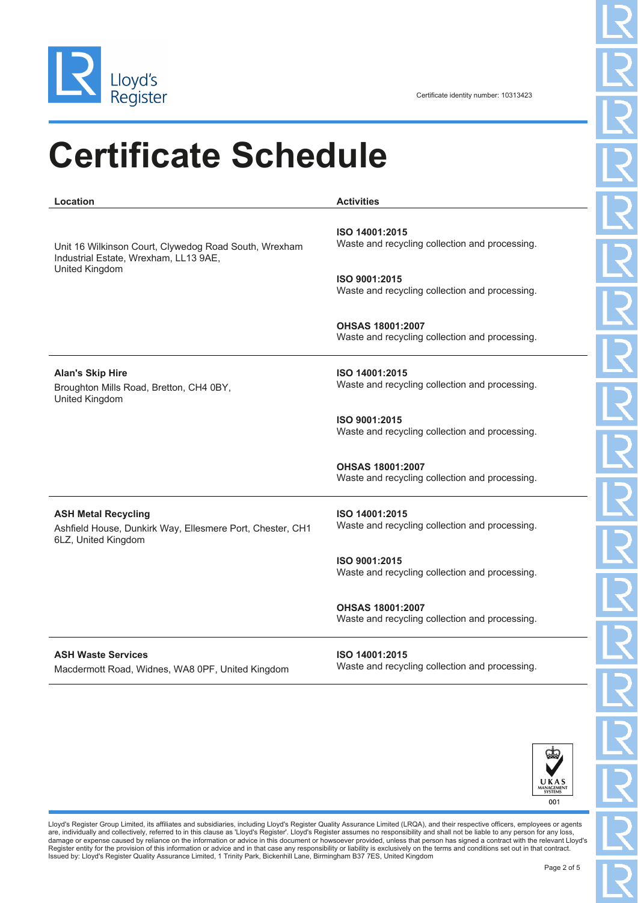Lloyd's Register

Certificate identity number: 10313423

# Certificate Schedule

| Location | Activities |
| --- | --- |
| Unit 16 Wilkinson Court, Clywedog Road South, Wrexham Industrial Estate, Wrexham, LL13 9AE, United Kingdom | **ISO 14001:2015** Waste and recycling collection and processing. |
| | **ISO 9001:2015** Waste and recycling collection and processing. |
| | **OHSAS 18001:2007** Waste and recycling collection and processing. |
| **Alan's Skip Hire** Broughton Mills Road, Bretton, CH4 0BY, United Kingdom | **ISO 14001:2015** Waste and recycling collection and processing. |
| | **ISO 9001:2015** Waste and recycling collection and processing. |
| | **OHSAS 18001:2007** Waste and recycling collection and processing. |
| **ASH Metal Recycling** Ashfield House, Dunkirk Way, Ellesmere Port, Chester, CH1 6LZ, United Kingdom | **ISO 14001:2015** Waste and recycling collection and processing. |
| | **ISO 9001:2015** Waste and recycling collection and processing. |
| | **OHSAS 18001:2007** Waste and recycling collection and processing. |
| **ASH Waste Services** Macdermott Road, Widnes, WA8 0PF, United Kingdom | **ISO 14001:2015** Waste and recycling collection and processing. |

UKAS MANAGEMENT SYSTEMS 001

Lloyd's Register Group Limited, its affiliates and subsidiaries, including Lloyd's Register Quality Assurance Limited (LRQA), and their respective officers, employees or agents are, individually and collectively, referred to in this clause as 'Lloyd's Register'. Lloyd's Register assumes no responsibility and shall not be liable to any person for any loss, damage or expense caused by reliance on the information or advice in this document or howsoever provided, unless that person has signed a contract with the relevant Lloyd's Register entity for the provision of this information or advice and in that case any responsibility or liability is exclusively on the terms and conditions set out in that contract.
Issued by: Lloyd's Register Quality Assurance Limited, 1 Trinity Park, Bickenhill Lane, Birmingham B37 7ES, United Kingdom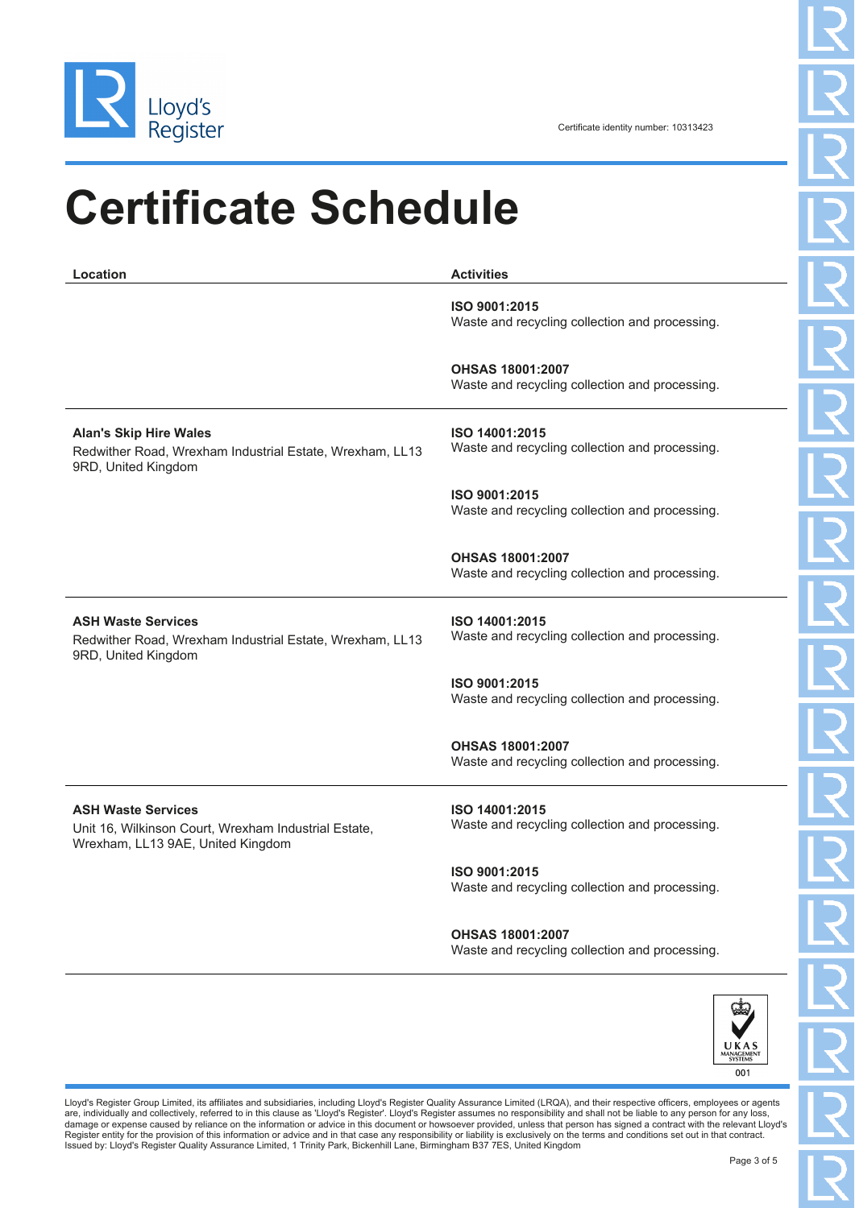Certificate identity number: 10313423

# Certificate Schedule

| Location | Activities |
| --- | --- |
| | **ISO 9001:2015**<br>Waste and recycling collection and processing.<br><br>**OHSAS 18001:2007**<br>Waste and recycling collection and processing. |
| **Alan's Skip Hire Wales**<br>Redwither Road, Wrexham Industrial Estate, Wrexham, LL13 9RD, United Kingdom | **ISO 14001:2015**<br>Waste and recycling collection and processing.<br><br>**ISO 9001:2015**<br>Waste and recycling collection and processing.<br><br>**OHSAS 18001:2007**<br>Waste and recycling collection and processing. |
| **ASH Waste Services**<br>Redwither Road, Wrexham Industrial Estate, Wrexham, LL13 9RD, United Kingdom | **ISO 14001:2015**<br>Waste and recycling collection and processing.<br><br>**ISO 9001:2015**<br>Waste and recycling collection and processing.<br><br>**OHSAS 18001:2007**<br>Waste and recycling collection and processing. |
| **ASH Waste Services**<br>Unit 16, Wilkinson Court, Wrexham Industrial Estate, Wrexham, LL13 9AE, United Kingdom | **ISO 14001:2015**<br>Waste and recycling collection and processing.<br><br>**ISO 9001:2015**<br>Waste and recycling collection and processing.<br><br>**OHSAS 18001:2007**<br>Waste and recycling collection and processing. |

UKAS MANAGEMENT SYSTEMS 001

Lloyd's Register Group Limited, its affiliates and subsidiaries, including Lloyd's Register Quality Assurance Limited (LRQA), and their respective officers, employees or agents are, individually and collectively, referred to in this clause as 'Lloyd's Register'. Lloyd's Register assumes no responsibility and shall not be liable to any person for any loss, damage or expense caused by reliance on the information or advice in this document or howsoever provided, unless that person has signed a contract with the relevant Lloyd's Register entity for the provision of this information or advice and in that case any responsibility or liability is exclusively on the terms and conditions set out in that contract.
Issued by: Lloyd's Register Quality Assurance Limited, 1 Trinity Park, Bickenhill Lane, Birmingham B37 7ES, United Kingdom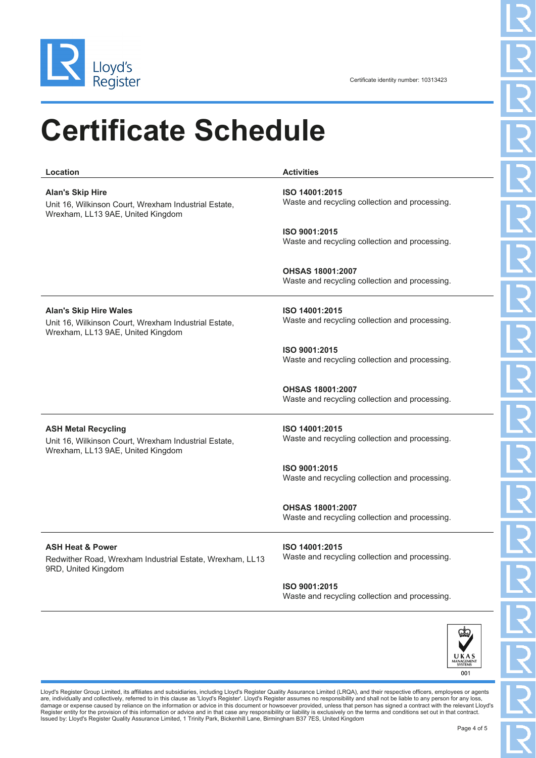Certificate identity number: 10313423

# Certificate Schedule

| Location | Activities |
| --- | --- |
| **Alan's Skip Hire**<br>Unit 16, Wilkinson Court, Wrexham Industrial Estate, Wrexham, LL13 9AE, United Kingdom | **ISO 14001:2015**<br>Waste and recycling collection and processing.<br><br>**ISO 9001:2015**<br>Waste and recycling collection and processing.<br><br>**OHSAS 18001:2007**<br>Waste and recycling collection and processing. |
| **Alan's Skip Hire Wales**<br>Unit 16, Wilkinson Court, Wrexham Industrial Estate, Wrexham, LL13 9AE, United Kingdom | **ISO 14001:2015**<br>Waste and recycling collection and processing.<br><br>**ISO 9001:2015**<br>Waste and recycling collection and processing.<br><br>**OHSAS 18001:2007**<br>Waste and recycling collection and processing. |
| **ASH Metal Recycling**<br>Unit 16, Wilkinson Court, Wrexham Industrial Estate, Wrexham, LL13 9AE, United Kingdom | **ISO 14001:2015**<br>Waste and recycling collection and processing.<br><br>**ISO 9001:2015**<br>Waste and recycling collection and processing.<br><br>**OHSAS 18001:2007**<br>Waste and recycling collection and processing. |
| **ASH Heat & Power**<br>Redwither Road, Wrexham Industrial Estate, Wrexham, LL13 9RD, United Kingdom | **ISO 14001:2015**<br>Waste and recycling collection and processing.<br><br>**ISO 9001:2015**<br>Waste and recycling collection and processing. |

UKAS MANAGEMENT SYSTEMS 001

Lloyd's Register Group Limited, its affiliates and subsidiaries, including Lloyd's Register Quality Assurance Limited (LRQA), and their respective officers, employees or agents are, individually and collectively, referred to in this clause as 'Lloyd's Register'. Lloyd's Register assumes no responsibility and shall not be liable to any person for any loss, damage or expense caused by reliance on the information or advice in this document or howsoever provided, unless that person has signed a contract with the relevant Lloyd's Register entity for the provision of this information or advice and in that case any responsibility or liability is exclusively on the terms and conditions set out in that contract.
Issued by: Lloyd's Register Quality Assurance Limited, 1 Trinity Park, Bickenhill Lane, Birmingham B37 7ES, United Kingdom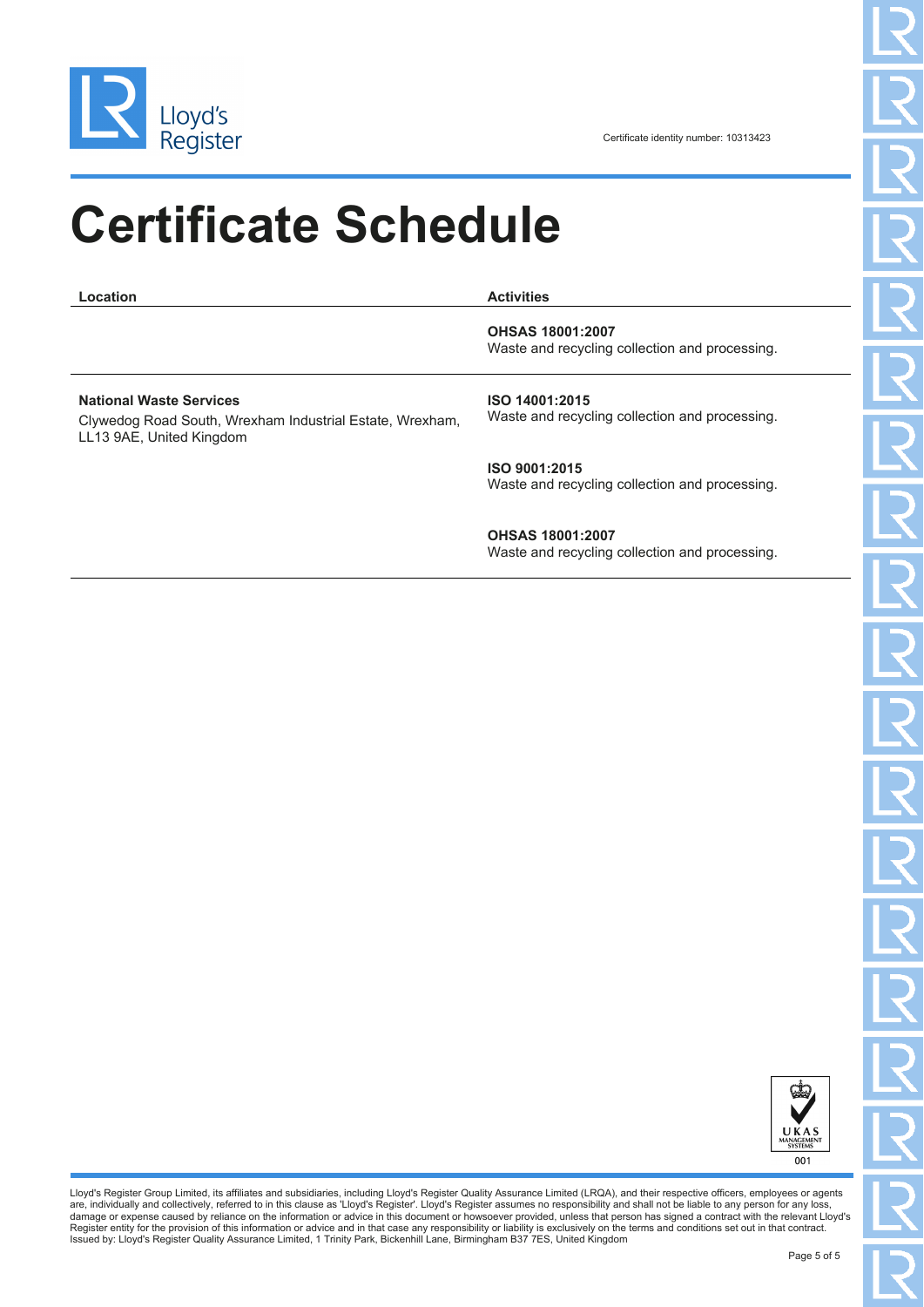Certificate identity number: 10313423

# Certificate Schedule

| Location | Activities |
| --- | --- |
| | **OHSAS 18001:2007**<br>Waste and recycling collection and processing. |
| **National Waste Services**<br>Clywedog Road South, Wrexham Industrial Estate, Wrexham, LL13 9AE, United Kingdom | **ISO 14001:2015**<br>Waste and recycling collection and processing.<br><br>**ISO 9001:2015**<br>Waste and recycling collection and processing.<br><br>**OHSAS 18001:2007**<br>Waste and recycling collection and processing. |

UKAS MANAGEMENT SYSTEMS 001

Lloyd's Register Group Limited, its affiliates and subsidiaries, including Lloyd's Register Quality Assurance Limited (LRQA), and their respective officers, employees or agents are, individually and collectively, referred to in this clause as 'Lloyd's Register'. Lloyd's Register assumes no responsibility and shall not be liable to any person for any loss, damage or expense caused by reliance on the information or advice in this document or howsoever provided, unless that person has signed a contract with the relevant Lloyd's Register entity for the provision of this information or advice and in that case any responsibility or liability is exclusively on the terms and conditions set out in that contract.
Issued by: Lloyd's Register Quality Assurance Limited, 1 Trinity Park, Bickenhill Lane, Birmingham B37 7ES, United Kingdom